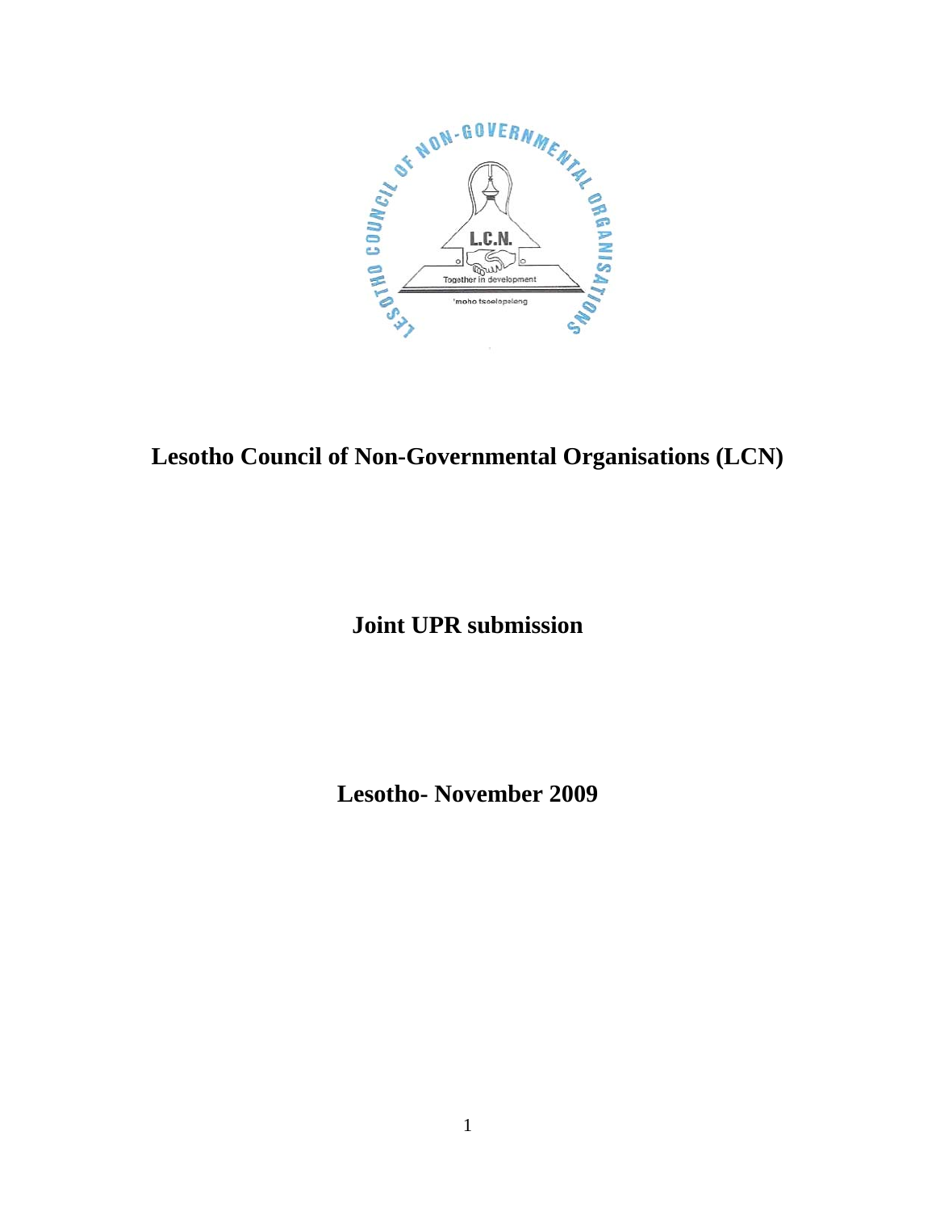# Lesotho Council of Non-Governmental Organisations (LCN)

## Joint UPR submission

## Lesotho- November 2009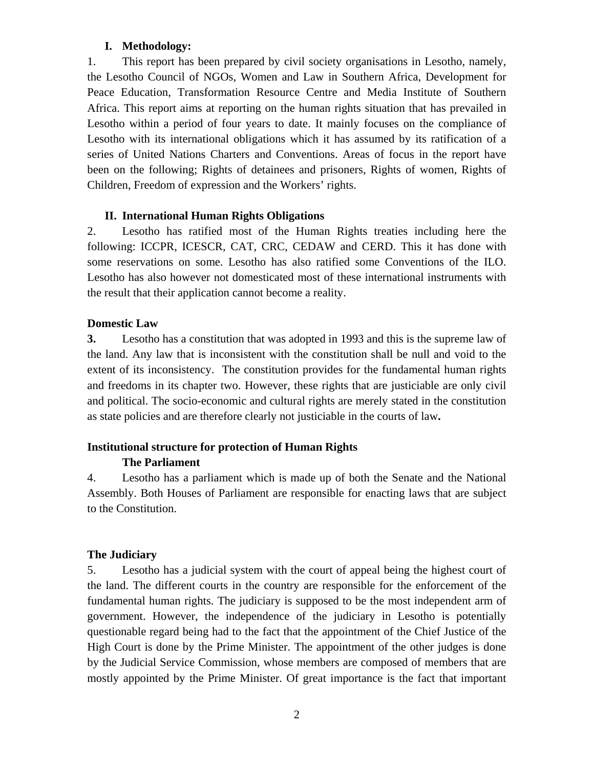## I. Methodology:

1. This report has been prepared by civil society organisations in Lesotho, namely, the Lesotho Council of NGOs, Women and Law in Southern Africa, Development for Peace Education, Transformation Resource Centre and Media Institute of Southern Africa. This report aims at reporting on the human rights situation that has prevailed in Lesotho within a period of four years to date. It mainly focuses on the compliance of Lesotho with its international obligations which it has assumed by its ratification of a series of United Nations Charters and Conventions. Areas of focus in the report have been on the following; Rights of detainees and prisoners, Rights of women, Rights of Children, Freedom of expression and the Workers' rights.

## II. International Human Rights Obligations

2. Lesotho has ratified most of the Human Rights treaties including here the following: ICCPR, ICESCR, CAT, CRC, CEDAW and CERD. This it has done with some reservations on some. Lesotho has also ratified some Conventions of the ILO. Lesotho has also however not domesticated most of these international instruments with the result that their application cannot become a reality.

### Domestic Law

**3.** Lesotho has a constitution that was adopted in 1993 and this is the supreme law of the land. Any law that is inconsistent with the constitution shall be null and void to the extent of its inconsistency. The constitution provides for the fundamental human rights and freedoms in its chapter two. However, these rights that are justiciable are only civil and political. The socio-economic and cultural rights are merely stated in the constitution as state policies and are therefore clearly not justiciable in the courts of law**.**

### Institutional structure for protection of Human Rights

#### The Parliament

4. Lesotho has a parliament which is made up of both the Senate and the National Assembly. Both Houses of Parliament are responsible for enacting laws that are subject to the Constitution.

### The Judiciary

5. Lesotho has a judicial system with the court of appeal being the highest court of the land. The different courts in the country are responsible for the enforcement of the fundamental human rights. The judiciary is supposed to be the most independent arm of government. However, the independence of the judiciary in Lesotho is potentially questionable regard being had to the fact that the appointment of the Chief Justice of the High Court is done by the Prime Minister. The appointment of the other judges is done by the Judicial Service Commission, whose members are composed of members that are mostly appointed by the Prime Minister. Of great importance is the fact that important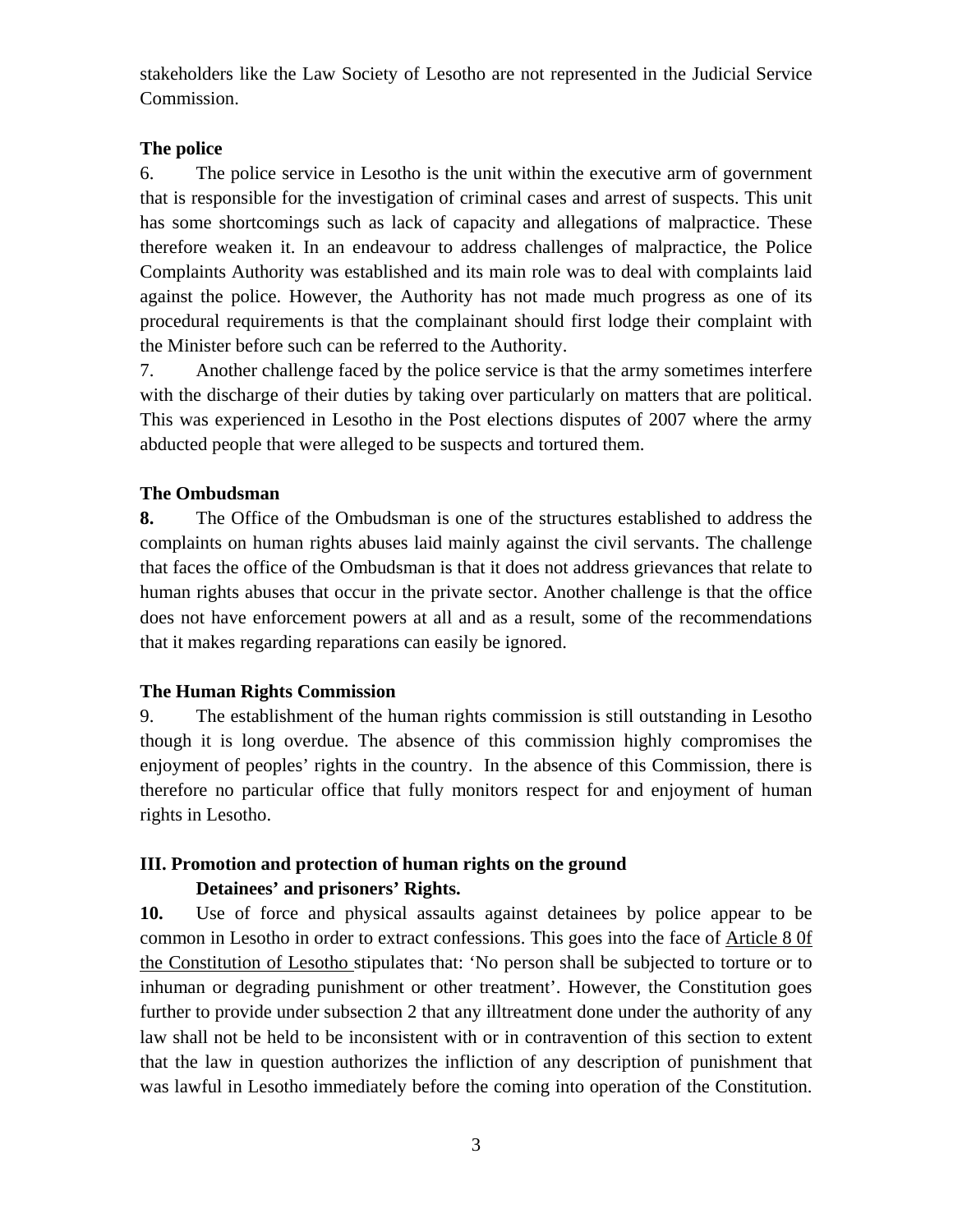stakeholders like the Law Society of Lesotho are not represented in the Judicial Service Commission.

**The police**

6. The police service in Lesotho is the unit within the executive arm of government that is responsible for the investigation of criminal cases and arrest of suspects. This unit has some shortcomings such as lack of capacity and allegations of malpractice. These therefore weaken it. In an endeavour to address challenges of malpractice, the Police Complaints Authority was established and its main role was to deal with complaints laid against the police. However, the Authority has not made much progress as one of its procedural requirements is that the complainant should first lodge their complaint with the Minister before such can be referred to the Authority.

7. Another challenge faced by the police service is that the army sometimes interfere with the discharge of their duties by taking over particularly on matters that are political. This was experienced in Lesotho in the Post elections disputes of 2007 where the army abducted people that were alleged to be suspects and tortured them.

**The Ombudsman**

**8.** The Office of the Ombudsman is one of the structures established to address the complaints on human rights abuses laid mainly against the civil servants. The challenge that faces the office of the Ombudsman is that it does not address grievances that relate to human rights abuses that occur in the private sector. Another challenge is that the office does not have enforcement powers at all and as a result, some of the recommendations that it makes regarding reparations can easily be ignored.

**The Human Rights Commission**

9. The establishment of the human rights commission is still outstanding in Lesotho though it is long overdue. The absence of this commission highly compromises the enjoyment of peoples' rights in the country. In the absence of this Commission, there is therefore no particular office that fully monitors respect for and enjoyment of human rights in Lesotho.

## III. Promotion and protection of human rights on the ground

### Detainees' and prisoners' Rights.

**10.** Use of force and physical assaults against detainees by police appear to be common in Lesotho in order to extract confessions. This goes into the face of Article 8 0f the Constitution of Lesotho stipulates that: 'No person shall be subjected to torture or to inhuman or degrading punishment or other treatment'. However, the Constitution goes further to provide under subsection 2 that any illtreatment done under the authority of any law shall not be held to be inconsistent with or in contravention of this section to extent that the law in question authorizes the infliction of any description of punishment that was lawful in Lesotho immediately before the coming into operation of the Constitution.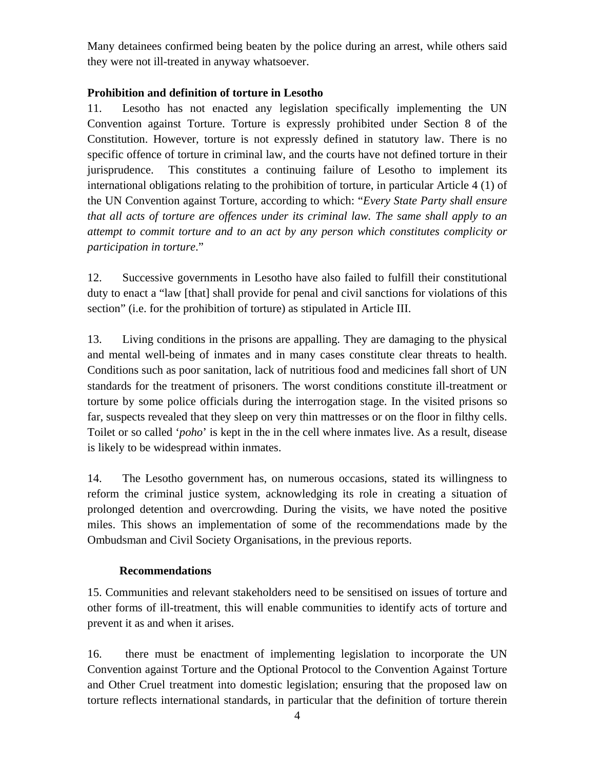Many detainees confirmed being beaten by the police during an arrest, while others said they were not ill-treated in anyway whatsoever.

**Prohibition and definition of torture in Lesotho**

11. Lesotho has not enacted any legislation specifically implementing the UN Convention against Torture. Torture is expressly prohibited under Section 8 of the Constitution. However, torture is not expressly defined in statutory law. There is no specific offence of torture in criminal law, and the courts have not defined torture in their jurisprudence. This constitutes a continuing failure of Lesotho to implement its international obligations relating to the prohibition of torture, in particular Article 4 (1) of the UN Convention against Torture, according to which: "*Every State Party shall ensure that all acts of torture are offences under its criminal law. The same shall apply to an attempt to commit torture and to an act by any person which constitutes complicity or participation in torture*."

12. Successive governments in Lesotho have also failed to fulfill their constitutional duty to enact a "law [that] shall provide for penal and civil sanctions for violations of this section" (i.e. for the prohibition of torture) as stipulated in Article III.

13. Living conditions in the prisons are appalling. They are damaging to the physical and mental well-being of inmates and in many cases constitute clear threats to health. Conditions such as poor sanitation, lack of nutritious food and medicines fall short of UN standards for the treatment of prisoners. The worst conditions constitute ill-treatment or torture by some police officials during the interrogation stage. In the visited prisons so far, suspects revealed that they sleep on very thin mattresses or on the floor in filthy cells. Toilet or so called '*poho*' is kept in the in the cell where inmates live. As a result, disease is likely to be widespread within inmates.

14. The Lesotho government has, on numerous occasions, stated its willingness to reform the criminal justice system, acknowledging its role in creating a situation of prolonged detention and overcrowding. During the visits, we have noted the positive miles. This shows an implementation of some of the recommendations made by the Ombudsman and Civil Society Organisations, in the previous reports.

**Recommendations**

15. Communities and relevant stakeholders need to be sensitised on issues of torture and other forms of ill-treatment, this will enable communities to identify acts of torture and prevent it as and when it arises.

16. there must be enactment of implementing legislation to incorporate the UN Convention against Torture and the Optional Protocol to the Convention Against Torture and Other Cruel treatment into domestic legislation; ensuring that the proposed law on torture reflects international standards, in particular that the definition of torture therein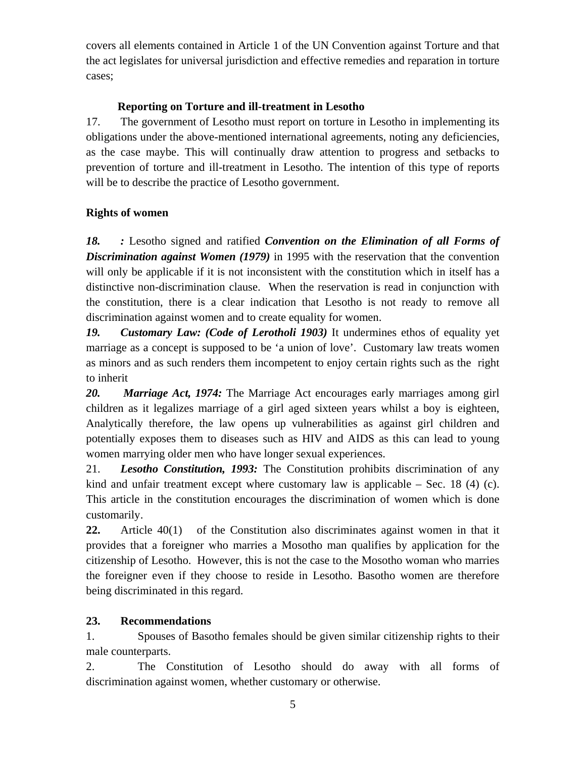covers all elements contained in Article 1 of the UN Convention against Torture and that the act legislates for universal jurisdiction and effective remedies and reparation in torture cases;

**Reporting on Torture and ill-treatment in Lesotho**

17. The government of Lesotho must report on torture in Lesotho in implementing its obligations under the above-mentioned international agreements, noting any deficiencies, as the case maybe. This will continually draw attention to progress and setbacks to prevention of torture and ill-treatment in Lesotho. The intention of this type of reports will be to describe the practice of Lesotho government.

**Rights of women**

***18. :*** Lesotho signed and ratified ***Convention on the Elimination of all Forms of Discrimination against Women (1979)*** in 1995 with the reservation that the convention will only be applicable if it is not inconsistent with the constitution which in itself has a distinctive non-discrimination clause. When the reservation is read in conjunction with the constitution, there is a clear indication that Lesotho is not ready to remove all discrimination against women and to create equality for women.

***19. Customary Law: (Code of Lerotholi 1903)*** It undermines ethos of equality yet marriage as a concept is supposed to be 'a union of love'. Customary law treats women as minors and as such renders them incompetent to enjoy certain rights such as the right to inherit

***20. Marriage Act, 1974:*** The Marriage Act encourages early marriages among girl children as it legalizes marriage of a girl aged sixteen years whilst a boy is eighteen, Analytically therefore, the law opens up vulnerabilities as against girl children and potentially exposes them to diseases such as HIV and AIDS as this can lead to young women marrying older men who have longer sexual experiences.

21. ***Lesotho Constitution, 1993:*** The Constitution prohibits discrimination of any kind and unfair treatment except where customary law is applicable – Sec. 18 (4) (c). This article in the constitution encourages the discrimination of women which is done customarily.

**22.** Article 40(1) of the Constitution also discriminates against women in that it provides that a foreigner who marries a Mosotho man qualifies by application for the citizenship of Lesotho. However, this is not the case to the Mosotho woman who marries the foreigner even if they choose to reside in Lesotho. Basotho women are therefore being discriminated in this regard.

**23. Recommendations**

1. Spouses of Basotho females should be given similar citizenship rights to their male counterparts.
2. The Constitution of Lesotho should do away with all forms of discrimination against women, whether customary or otherwise.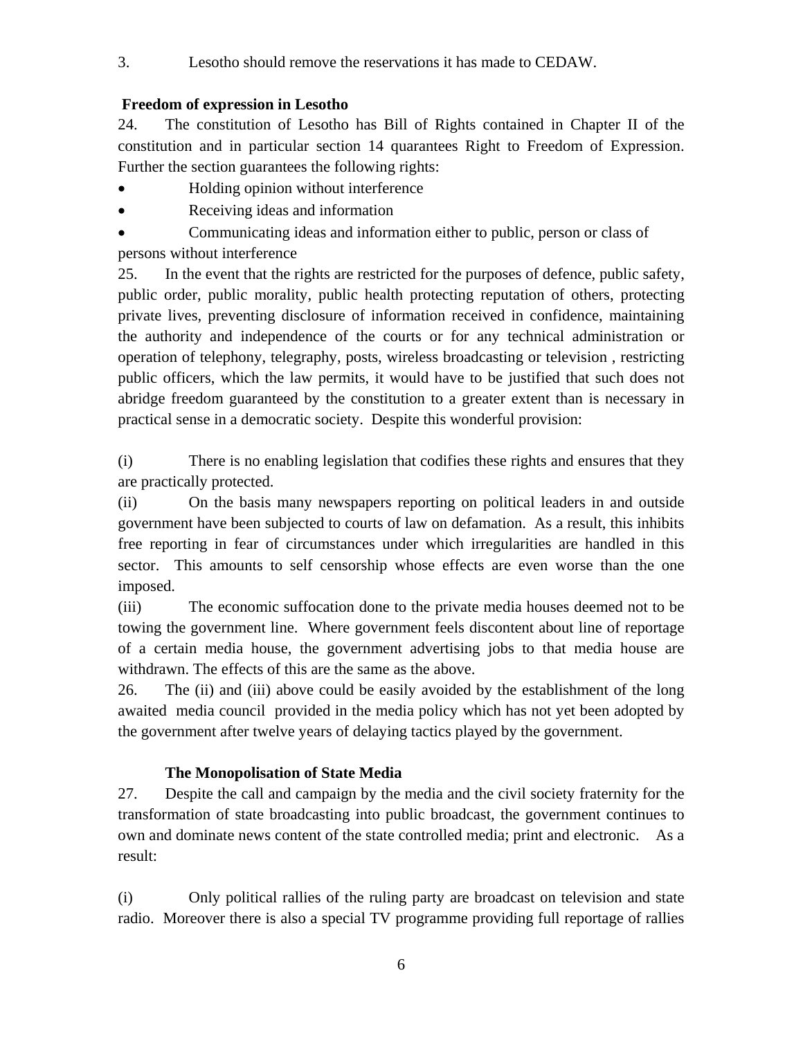3. Lesotho should remove the reservations it has made to CEDAW.

**Freedom of expression in Lesotho**

24. The constitution of Lesotho has Bill of Rights contained in Chapter II of the constitution and in particular section 14 quarantees Right to Freedom of Expression. Further the section guarantees the following rights:

- Holding opinion without interference
- Receiving ideas and information
- Communicating ideas and information either to public, person or class of persons without interference

25. In the event that the rights are restricted for the purposes of defence, public safety, public order, public morality, public health protecting reputation of others, protecting private lives, preventing disclosure of information received in confidence, maintaining the authority and independence of the courts or for any technical administration or operation of telephony, telegraphy, posts, wireless broadcasting or television , restricting public officers, which the law permits, it would have to be justified that such does not abridge freedom guaranteed by the constitution to a greater extent than is necessary in practical sense in a democratic society. Despite this wonderful provision:

(i) There is no enabling legislation that codifies these rights and ensures that they are practically protected.

(ii) On the basis many newspapers reporting on political leaders in and outside government have been subjected to courts of law on defamation. As a result, this inhibits free reporting in fear of circumstances under which irregularities are handled in this sector. This amounts to self censorship whose effects are even worse than the one imposed.

(iii) The economic suffocation done to the private media houses deemed not to be towing the government line. Where government feels discontent about line of reportage of a certain media house, the government advertising jobs to that media house are withdrawn. The effects of this are the same as the above.

26. The (ii) and (iii) above could be easily avoided by the establishment of the long awaited media council provided in the media policy which has not yet been adopted by the government after twelve years of delaying tactics played by the government.

**The Monopolisation of State Media**

27. Despite the call and campaign by the media and the civil society fraternity for the transformation of state broadcasting into public broadcast, the government continues to own and dominate news content of the state controlled media; print and electronic. As a result:

(i) Only political rallies of the ruling party are broadcast on television and state radio. Moreover there is also a special TV programme providing full reportage of rallies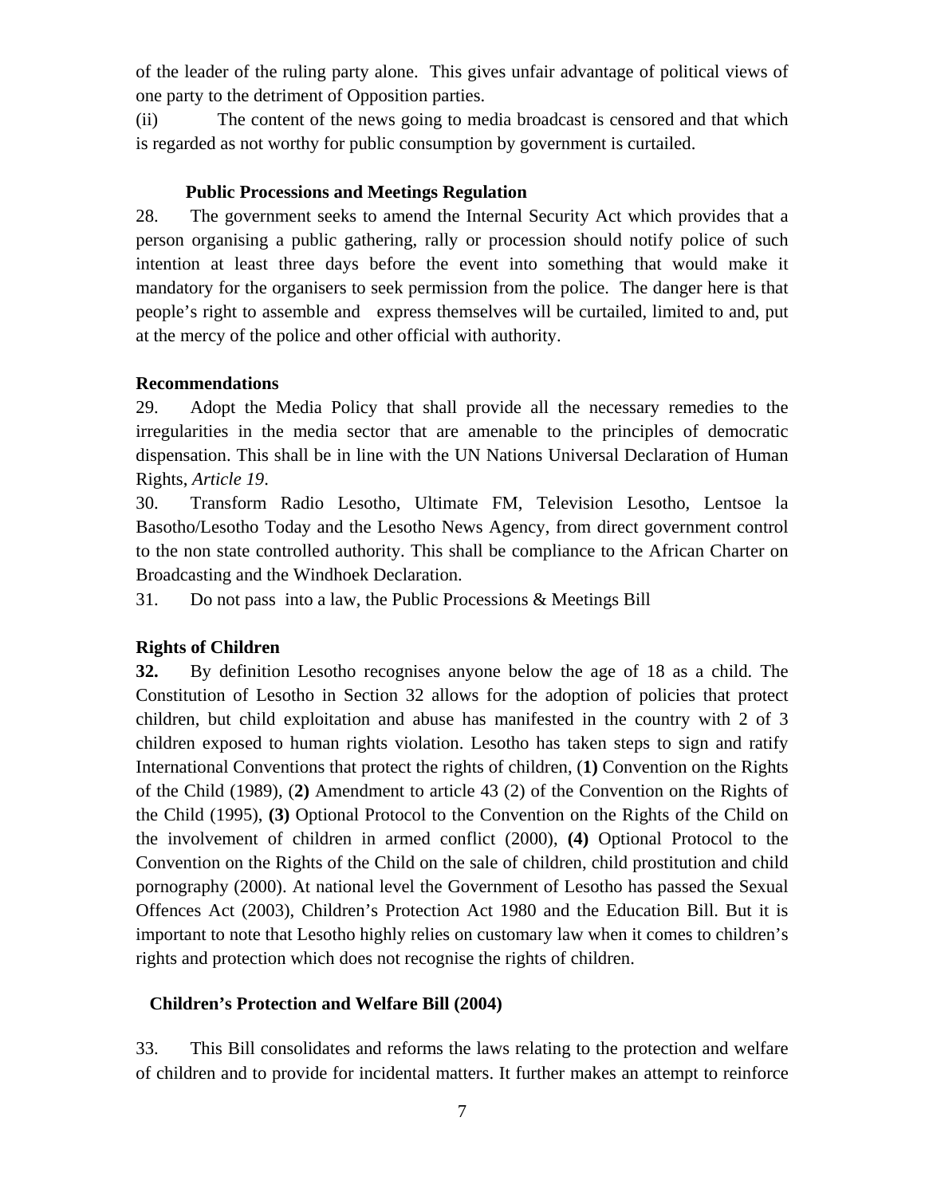of the leader of the ruling party alone. This gives unfair advantage of political views of one party to the detriment of Opposition parties.

(ii) The content of the news going to media broadcast is censored and that which is regarded as not worthy for public consumption by government is curtailed.

**Public Processions and Meetings Regulation**

28. The government seeks to amend the Internal Security Act which provides that a person organising a public gathering, rally or procession should notify police of such intention at least three days before the event into something that would make it mandatory for the organisers to seek permission from the police. The danger here is that people's right to assemble and express themselves will be curtailed, limited to and, put at the mercy of the police and other official with authority.

**Recommendations**

29. Adopt the Media Policy that shall provide all the necessary remedies to the irregularities in the media sector that are amenable to the principles of democratic dispensation. This shall be in line with the UN Nations Universal Declaration of Human Rights, *Article 19*.

30. Transform Radio Lesotho, Ultimate FM, Television Lesotho, Lentsoe la Basotho/Lesotho Today and the Lesotho News Agency, from direct government control to the non state controlled authority. This shall be compliance to the African Charter on Broadcasting and the Windhoek Declaration.

31. Do not pass into a law, the Public Processions & Meetings Bill

**Rights of Children**

**32.** By definition Lesotho recognises anyone below the age of 18 as a child. The Constitution of Lesotho in Section 32 allows for the adoption of policies that protect children, but child exploitation and abuse has manifested in the country with 2 of 3 children exposed to human rights violation. Lesotho has taken steps to sign and ratify International Conventions that protect the rights of children, (**1)** Convention on the Rights of the Child (1989), (**2)** Amendment to article 43 (2) of the Convention on the Rights of the Child (1995), **(3)** Optional Protocol to the Convention on the Rights of the Child on the involvement of children in armed conflict (2000), **(4)** Optional Protocol to the Convention on the Rights of the Child on the sale of children, child prostitution and child pornography (2000). At national level the Government of Lesotho has passed the Sexual Offences Act (2003), Children's Protection Act 1980 and the Education Bill. But it is important to note that Lesotho highly relies on customary law when it comes to children's rights and protection which does not recognise the rights of children.

**Children's Protection and Welfare Bill (2004)**

33. This Bill consolidates and reforms the laws relating to the protection and welfare of children and to provide for incidental matters. It further makes an attempt to reinforce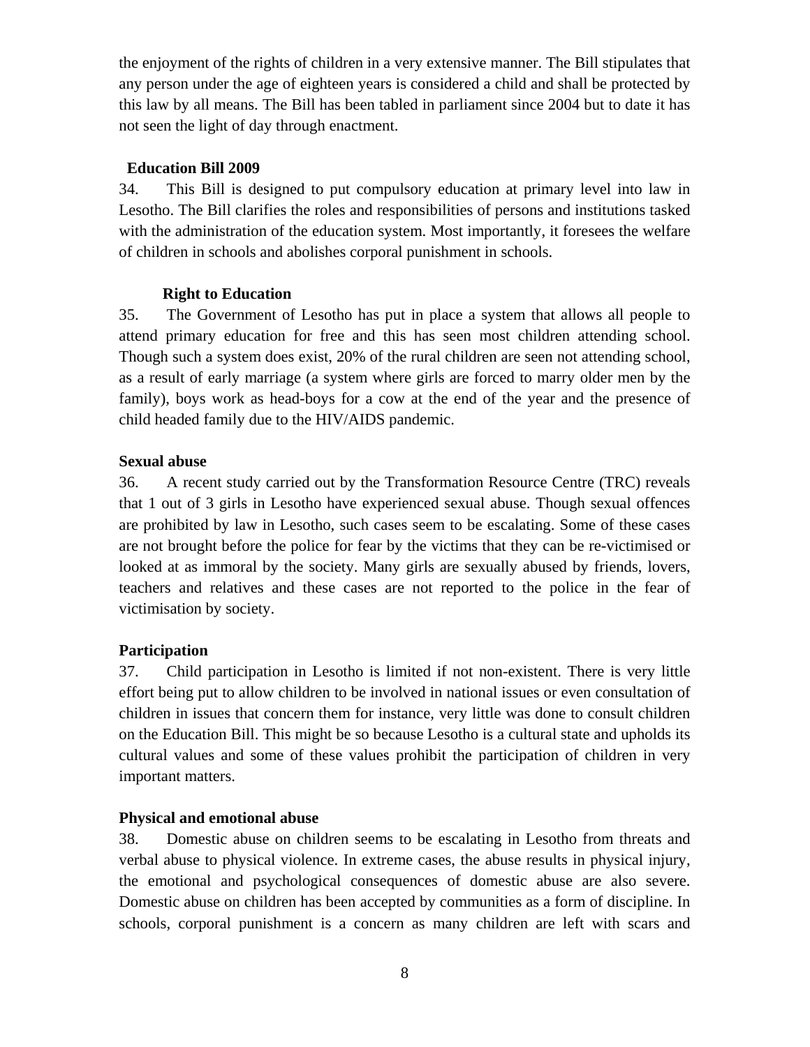the enjoyment of the rights of children in a very extensive manner. The Bill stipulates that any person under the age of eighteen years is considered a child and shall be protected by this law by all means. The Bill has been tabled in parliament since 2004 but to date it has not seen the light of day through enactment.

**Education Bill 2009**

34. This Bill is designed to put compulsory education at primary level into law in Lesotho. The Bill clarifies the roles and responsibilities of persons and institutions tasked with the administration of the education system. Most importantly, it foresees the welfare of children in schools and abolishes corporal punishment in schools.

**Right to Education**

35. The Government of Lesotho has put in place a system that allows all people to attend primary education for free and this has seen most children attending school. Though such a system does exist, 20% of the rural children are seen not attending school, as a result of early marriage (a system where girls are forced to marry older men by the family), boys work as head-boys for a cow at the end of the year and the presence of child headed family due to the HIV/AIDS pandemic.

**Sexual abuse**

36. A recent study carried out by the Transformation Resource Centre (TRC) reveals that 1 out of 3 girls in Lesotho have experienced sexual abuse. Though sexual offences are prohibited by law in Lesotho, such cases seem to be escalating. Some of these cases are not brought before the police for fear by the victims that they can be re-victimised or looked at as immoral by the society. Many girls are sexually abused by friends, lovers, teachers and relatives and these cases are not reported to the police in the fear of victimisation by society.

**Participation**

37. Child participation in Lesotho is limited if not non-existent. There is very little effort being put to allow children to be involved in national issues or even consultation of children in issues that concern them for instance, very little was done to consult children on the Education Bill. This might be so because Lesotho is a cultural state and upholds its cultural values and some of these values prohibit the participation of children in very important matters.

**Physical and emotional abuse**

38. Domestic abuse on children seems to be escalating in Lesotho from threats and verbal abuse to physical violence. In extreme cases, the abuse results in physical injury, the emotional and psychological consequences of domestic abuse are also severe. Domestic abuse on children has been accepted by communities as a form of discipline. In schools, corporal punishment is a concern as many children are left with scars and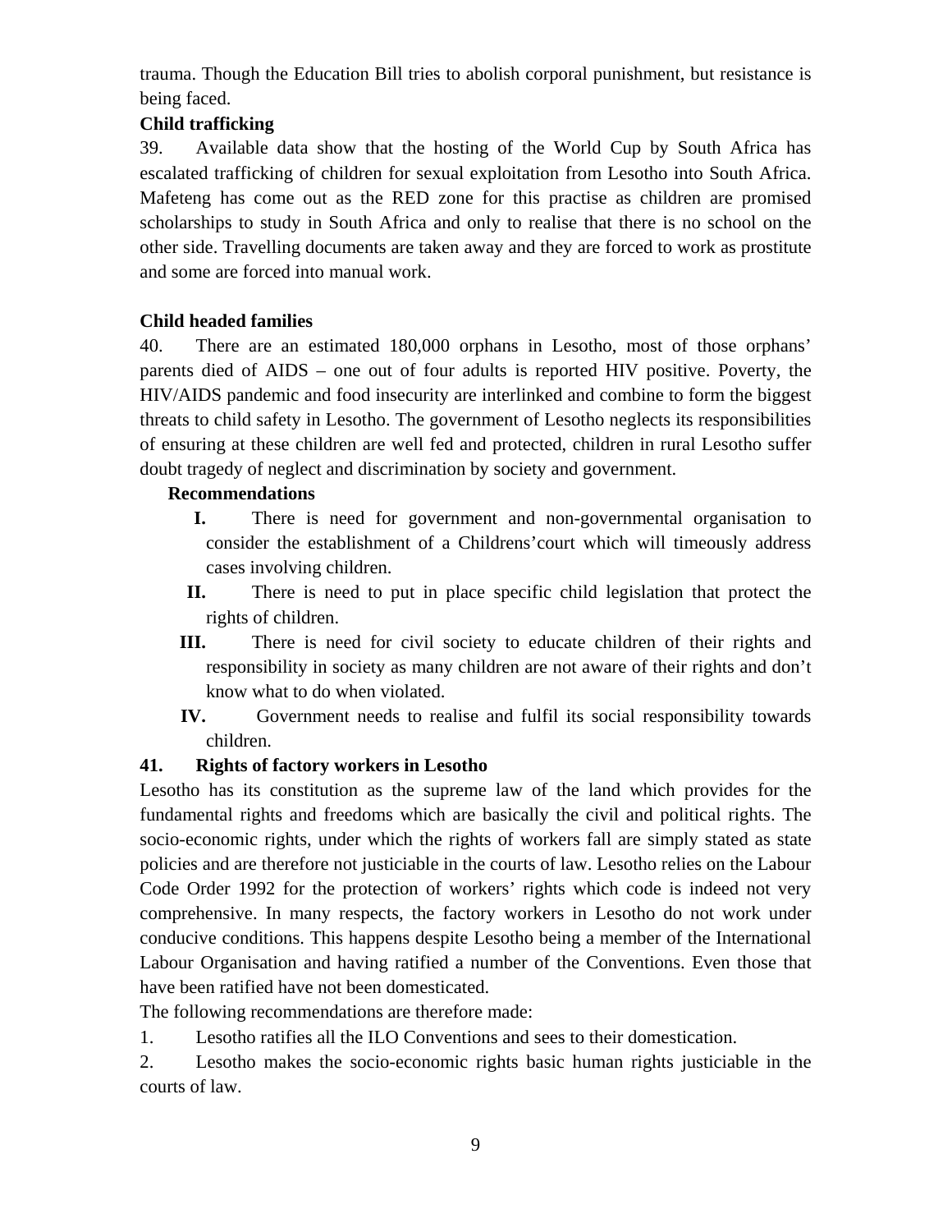trauma. Though the Education Bill tries to abolish corporal punishment, but resistance is being faced.

**Child trafficking**

39. Available data show that the hosting of the World Cup by South Africa has escalated trafficking of children for sexual exploitation from Lesotho into South Africa. Mafeteng has come out as the RED zone for this practise as children are promised scholarships to study in South Africa and only to realise that there is no school on the other side. Travelling documents are taken away and they are forced to work as prostitute and some are forced into manual work.

**Child headed families**

40. There are an estimated 180,000 orphans in Lesotho, most of those orphans' parents died of AIDS – one out of four adults is reported HIV positive. Poverty, the HIV/AIDS pandemic and food insecurity are interlinked and combine to form the biggest threats to child safety in Lesotho. The government of Lesotho neglects its responsibilities of ensuring at these children are well fed and protected, children in rural Lesotho suffer doubt tragedy of neglect and discrimination by society and government.

**Recommendations**

- **I.** There is need for government and non-governmental organisation to consider the establishment of a Childrens'court which will timeously address cases involving children.
- **II.** There is need to put in place specific child legislation that protect the rights of children.
- **III.** There is need for civil society to educate children of their rights and responsibility in society as many children are not aware of their rights and don't know what to do when violated.
- **IV.** Government needs to realise and fulfil its social responsibility towards children.

**41. Rights of factory workers in Lesotho**

Lesotho has its constitution as the supreme law of the land which provides for the fundamental rights and freedoms which are basically the civil and political rights. The socio-economic rights, under which the rights of workers fall are simply stated as state policies and are therefore not justiciable in the courts of law. Lesotho relies on the Labour Code Order 1992 for the protection of workers' rights which code is indeed not very comprehensive. In many respects, the factory workers in Lesotho do not work under conducive conditions. This happens despite Lesotho being a member of the International Labour Organisation and having ratified a number of the Conventions. Even those that have been ratified have not been domesticated.

The following recommendations are therefore made:

1. Lesotho ratifies all the ILO Conventions and sees to their domestication.
2. Lesotho makes the socio-economic rights basic human rights justiciable in the courts of law.